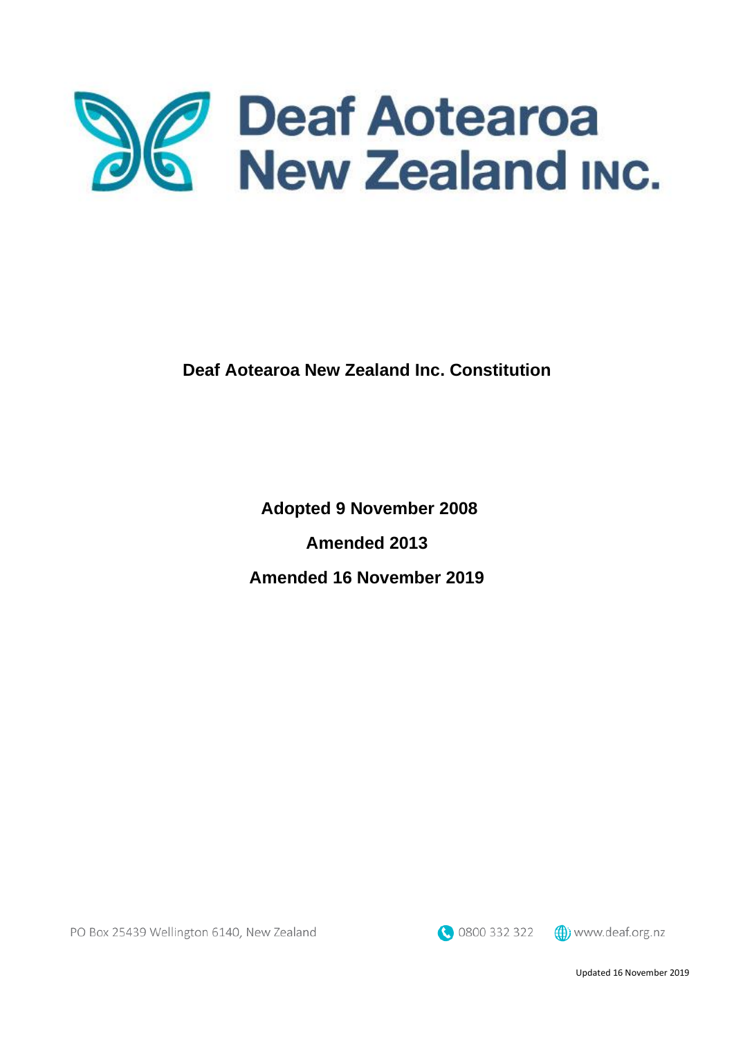# Deaf Aotearoa New Zealand INC.

## Deaf Aotearoa New Zealand Inc. Constitution

**Adopted 9 November 2008**

**Amended 2013**

**Amended 16 November 2019**

PO Box 25439 Wellington 6140, New Zealand

0800 332 322 www.deaf.org.nz

Updated 16 November 2019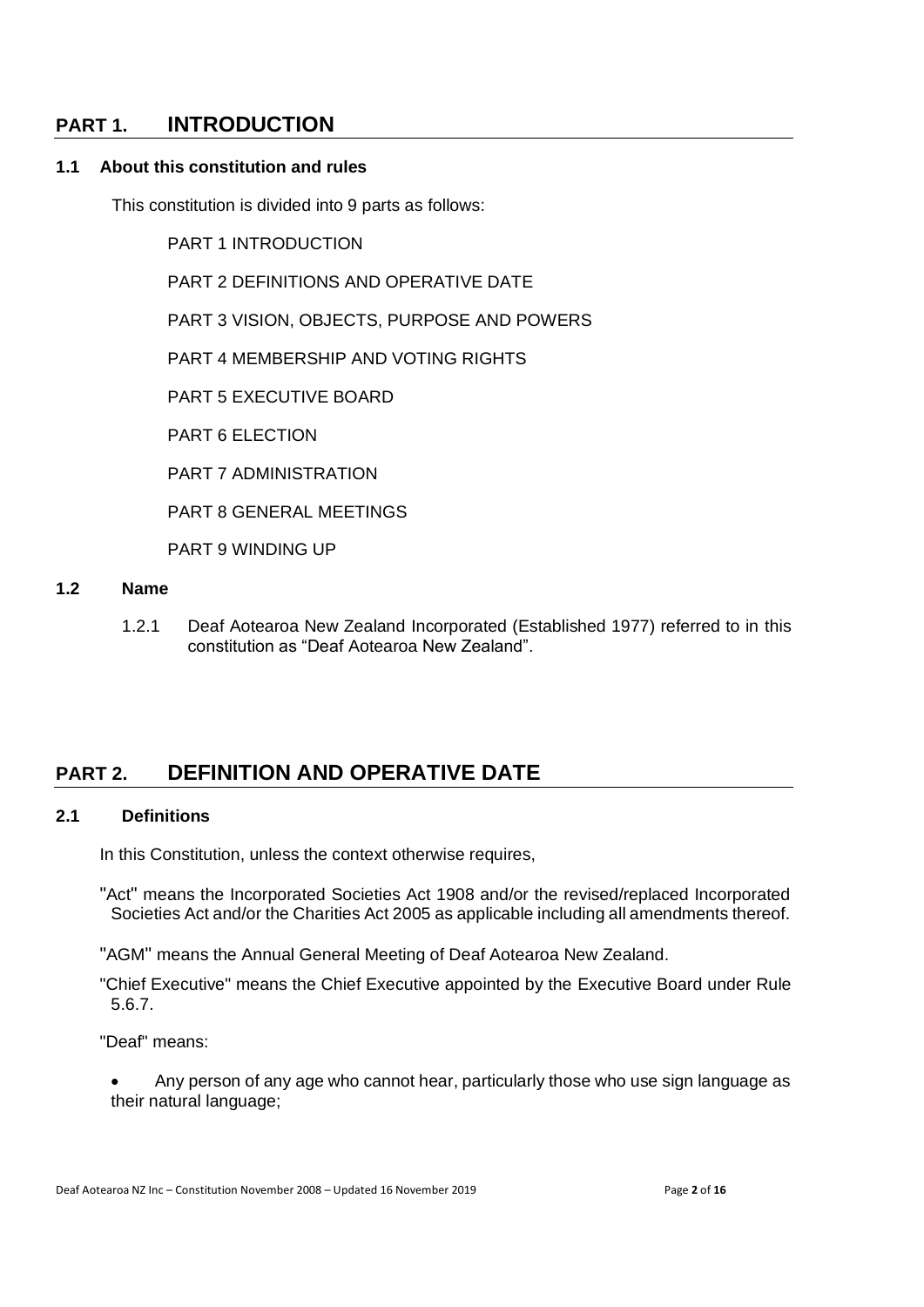# PART 1. INTRODUCTION

## 1.1 About this constitution and rules

This constitution is divided into 9 parts as follows:

PART 1 INTRODUCTION

PART 2 DEFINITIONS AND OPERATIVE DATE

PART 3 VISION, OBJECTS, PURPOSE AND POWERS

PART 4 MEMBERSHIP AND VOTING RIGHTS

PART 5 EXECUTIVE BOARD

PART 6 ELECTION

PART 7 ADMINISTRATION

PART 8 GENERAL MEETINGS

PART 9 WINDING UP

## 1.2 Name

1.2.1 Deaf Aotearoa New Zealand Incorporated (Established 1977) referred to in this constitution as "Deaf Aotearoa New Zealand".

# PART 2. DEFINITION AND OPERATIVE DATE

## 2.1 Definitions

In this Constitution, unless the context otherwise requires,

"Act" means the Incorporated Societies Act 1908 and/or the revised/replaced Incorporated Societies Act and/or the Charities Act 2005 as applicable including all amendments thereof.

"AGM" means the Annual General Meeting of Deaf Aotearoa New Zealand.

"Chief Executive" means the Chief Executive appointed by the Executive Board under Rule 5.6.7.

"Deaf" means:

- Any person of any age who cannot hear, particularly those who use sign language as their natural language;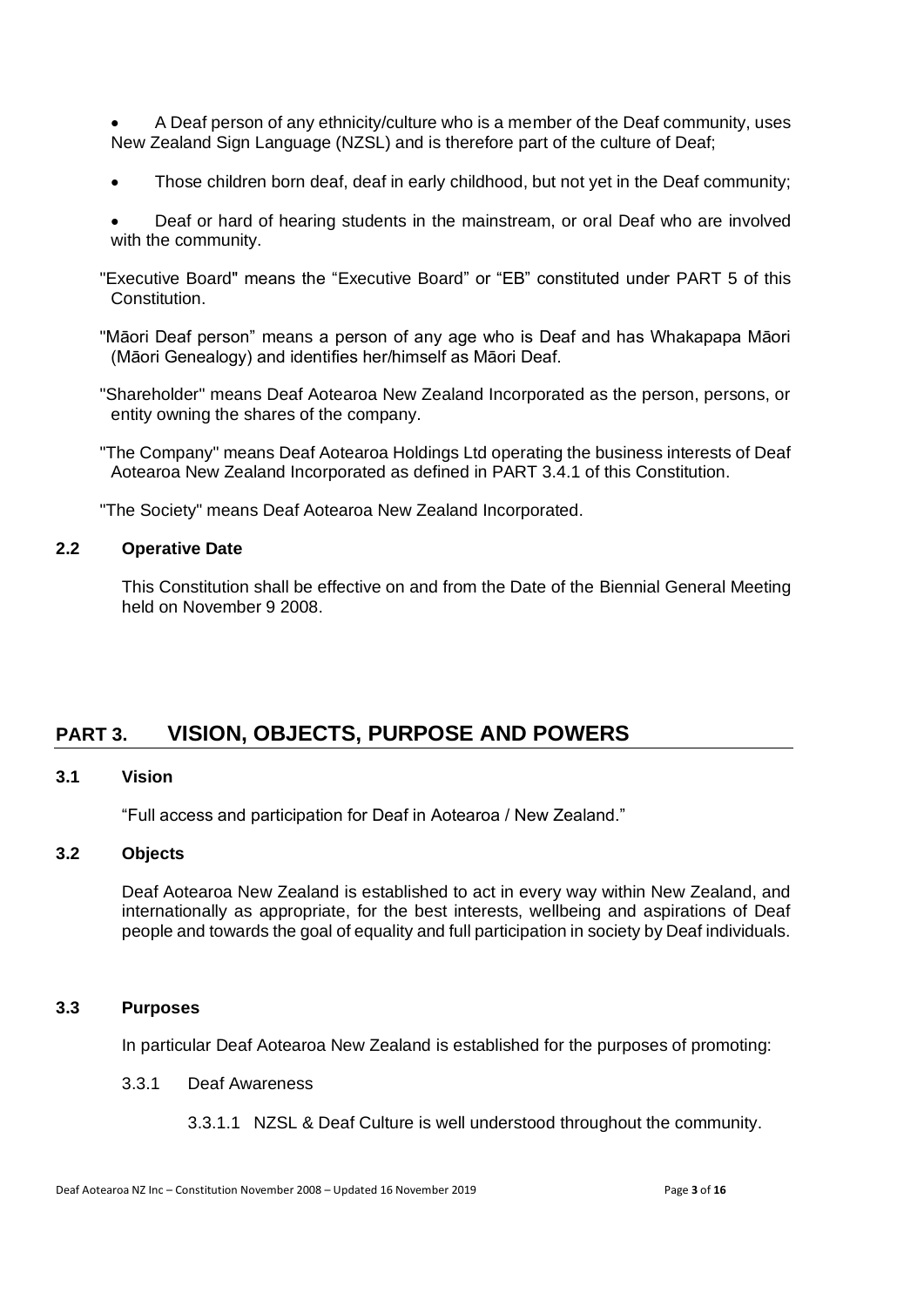- A Deaf person of any ethnicity/culture who is a member of the Deaf community, uses New Zealand Sign Language (NZSL) and is therefore part of the culture of Deaf;

- Those children born deaf, deaf in early childhood, but not yet in the Deaf community;

- Deaf or hard of hearing students in the mainstream, or oral Deaf who are involved with the community.

"Executive Board" means the “Executive Board” or “EB” constituted under PART 5 of this Constitution.

"Māori Deaf person” means a person of any age who is Deaf and has Whakapapa Māori (Māori Genealogy) and identifies her/himself as Māori Deaf.

"Shareholder" means Deaf Aotearoa New Zealand Incorporated as the person, persons, or entity owning the shares of the company.

"The Company" means Deaf Aotearoa Holdings Ltd operating the business interests of Deaf Aotearoa New Zealand Incorporated as defined in PART 3.4.1 of this Constitution.

"The Society" means Deaf Aotearoa New Zealand Incorporated.

### 2.2 Operative Date

This Constitution shall be effective on and from the Date of the Biennial General Meeting held on November 9 2008.

## PART 3. VISION, OBJECTS, PURPOSE AND POWERS

### 3.1 Vision

“Full access and participation for Deaf in Aotearoa / New Zealand.”

### 3.2 Objects

Deaf Aotearoa New Zealand is established to act in every way within New Zealand, and internationally as appropriate, for the best interests, wellbeing and aspirations of Deaf people and towards the goal of equality and full participation in society by Deaf individuals.

### 3.3 Purposes

In particular Deaf Aotearoa New Zealand is established for the purposes of promoting:

3.3.1 Deaf Awareness

3.3.1.1 NZSL & Deaf Culture is well understood throughout the community.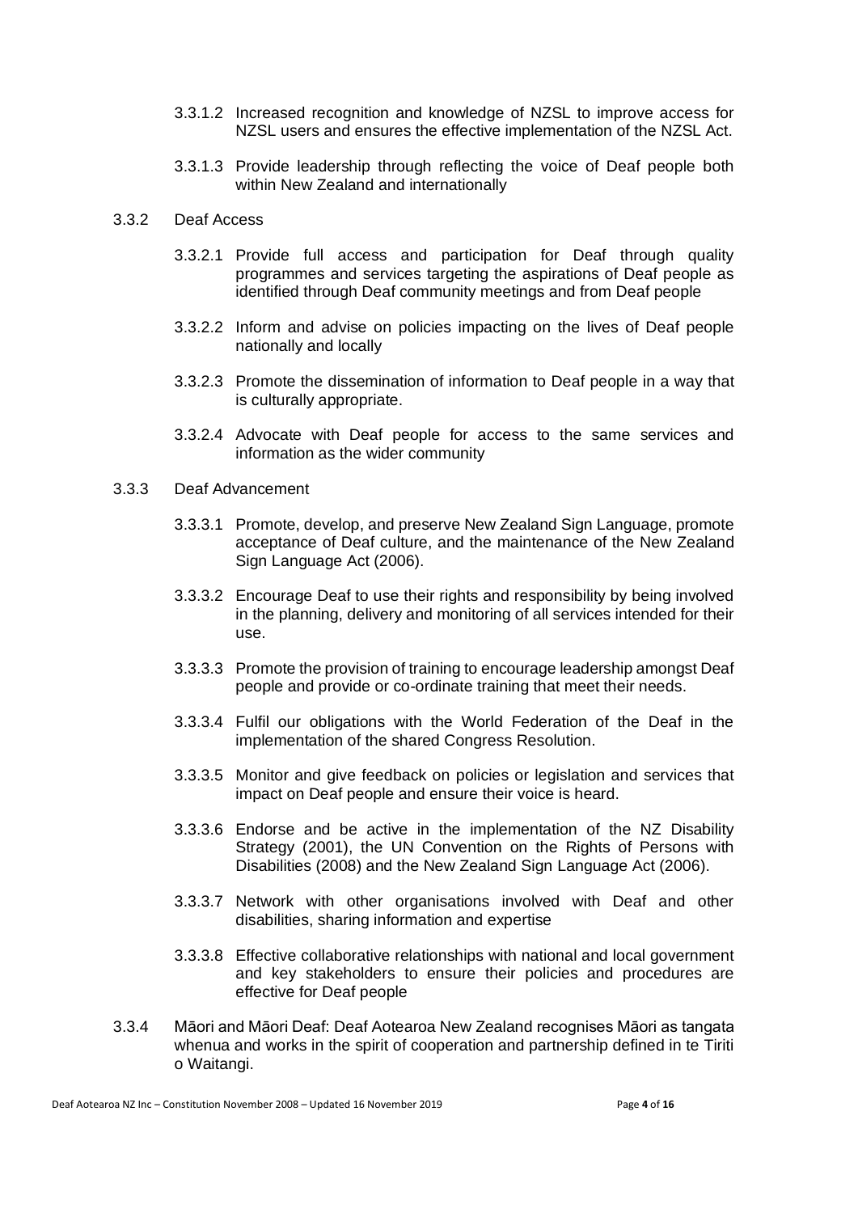3.3.1.2 Increased recognition and knowledge of NZSL to improve access for NZSL users and ensures the effective implementation of the NZSL Act.

3.3.1.3 Provide leadership through reflecting the voice of Deaf people both within New Zealand and internationally

3.3.2 Deaf Access

3.3.2.1 Provide full access and participation for Deaf through quality programmes and services targeting the aspirations of Deaf people as identified through Deaf community meetings and from Deaf people

3.3.2.2 Inform and advise on policies impacting on the lives of Deaf people nationally and locally

3.3.2.3 Promote the dissemination of information to Deaf people in a way that is culturally appropriate.

3.3.2.4 Advocate with Deaf people for access to the same services and information as the wider community

3.3.3 Deaf Advancement

3.3.3.1 Promote, develop, and preserve New Zealand Sign Language, promote acceptance of Deaf culture, and the maintenance of the New Zealand Sign Language Act (2006).

3.3.3.2 Encourage Deaf to use their rights and responsibility by being involved in the planning, delivery and monitoring of all services intended for their use.

3.3.3.3 Promote the provision of training to encourage leadership amongst Deaf people and provide or co-ordinate training that meet their needs.

3.3.3.4 Fulfil our obligations with the World Federation of the Deaf in the implementation of the shared Congress Resolution.

3.3.3.5 Monitor and give feedback on policies or legislation and services that impact on Deaf people and ensure their voice is heard.

3.3.3.6 Endorse and be active in the implementation of the NZ Disability Strategy (2001), the UN Convention on the Rights of Persons with Disabilities (2008) and the New Zealand Sign Language Act (2006).

3.3.3.7 Network with other organisations involved with Deaf and other disabilities, sharing information and expertise

3.3.3.8 Effective collaborative relationships with national and local government and key stakeholders to ensure their policies and procedures are effective for Deaf people

3.3.4 Māori and Māori Deaf: Deaf Aotearoa New Zealand recognises Māori as tangata whenua and works in the spirit of cooperation and partnership defined in te Tiriti o Waitangi.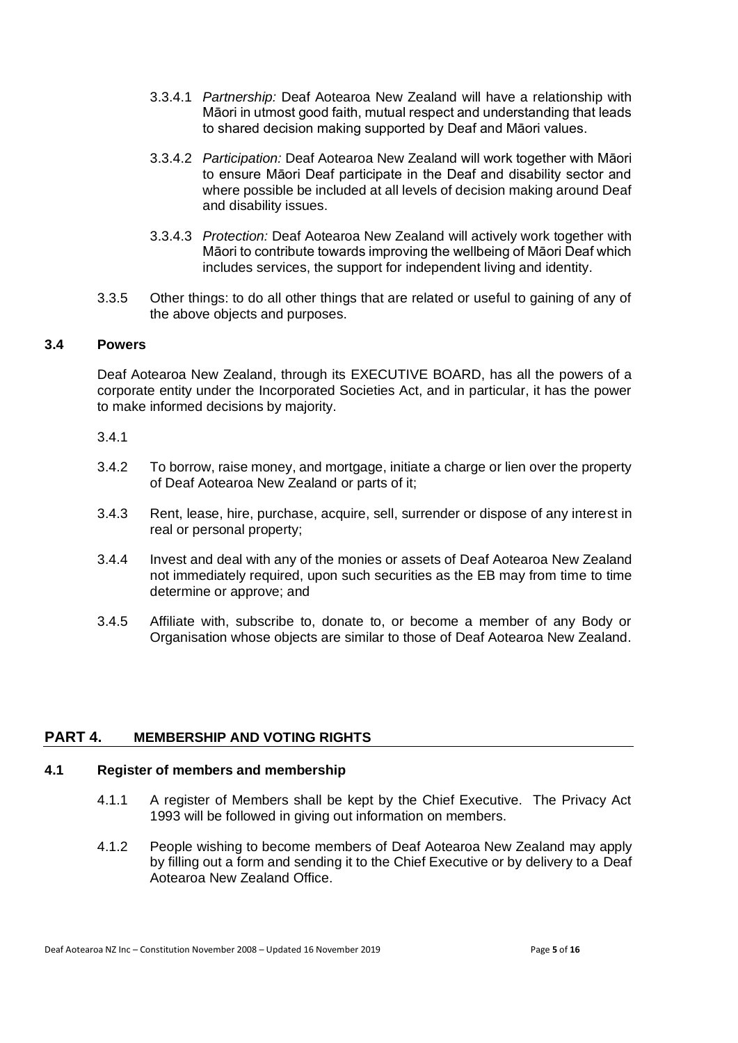3.3.4.1 *Partnership:* Deaf Aotearoa New Zealand will have a relationship with Māori in utmost good faith, mutual respect and understanding that leads to shared decision making supported by Deaf and Māori values.

3.3.4.2 *Participation:* Deaf Aotearoa New Zealand will work together with Māori to ensure Māori Deaf participate in the Deaf and disability sector and where possible be included at all levels of decision making around Deaf and disability issues.

3.3.4.3 *Protection:* Deaf Aotearoa New Zealand will actively work together with Māori to contribute towards improving the wellbeing of Māori Deaf which includes services, the support for independent living and identity.

3.3.5 Other things: to do all other things that are related or useful to gaining of any of the above objects and purposes.

### 3.4 Powers

Deaf Aotearoa New Zealand, through its EXECUTIVE BOARD, has all the powers of a corporate entity under the Incorporated Societies Act, and in particular, it has the power to make informed decisions by majority.

3.4.1

3.4.2 To borrow, raise money, and mortgage, initiate a charge or lien over the property of Deaf Aotearoa New Zealand or parts of it;

3.4.3 Rent, lease, hire, purchase, acquire, sell, surrender or dispose of any interest in real or personal property;

3.4.4 Invest and deal with any of the monies or assets of Deaf Aotearoa New Zealand not immediately required, upon such securities as the EB may from time to time determine or approve; and

3.4.5 Affiliate with, subscribe to, donate to, or become a member of any Body or Organisation whose objects are similar to those of Deaf Aotearoa New Zealand.

## PART 4. MEMBERSHIP AND VOTING RIGHTS

### 4.1 Register of members and membership

4.1.1 A register of Members shall be kept by the Chief Executive. The Privacy Act 1993 will be followed in giving out information on members.

4.1.2 People wishing to become members of Deaf Aotearoa New Zealand may apply by filling out a form and sending it to the Chief Executive or by delivery to a Deaf Aotearoa New Zealand Office.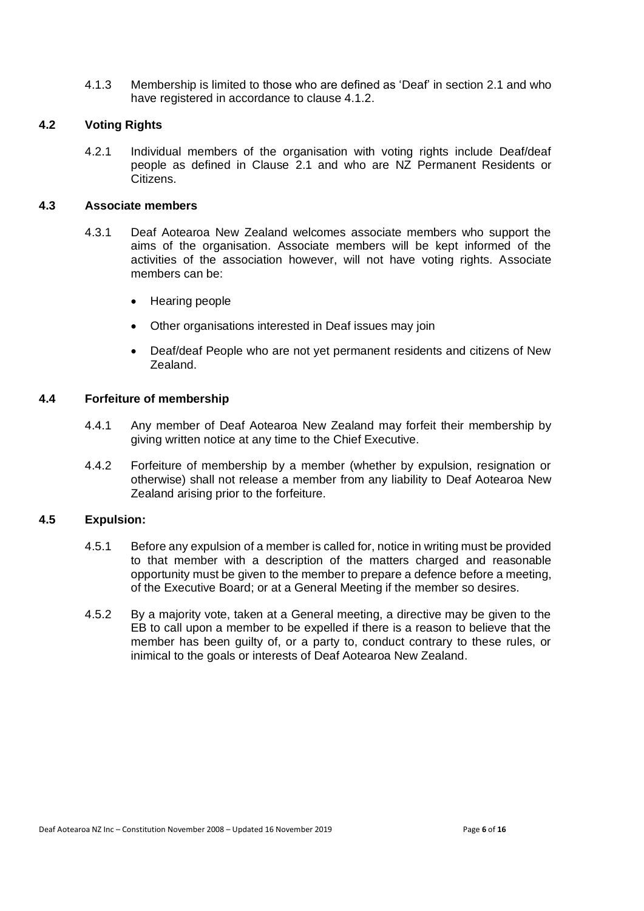4.1.3 Membership is limited to those who are defined as 'Deaf' in section 2.1 and who have registered in accordance to clause 4.1.2.

### 4.2 Voting Rights

4.2.1 Individual members of the organisation with voting rights include Deaf/deaf people as defined in Clause 2.1 and who are NZ Permanent Residents or Citizens.

### 4.3 Associate members

4.3.1 Deaf Aotearoa New Zealand welcomes associate members who support the aims of the organisation. Associate members will be kept informed of the activities of the association however, will not have voting rights. Associate members can be:

- Hearing people
- Other organisations interested in Deaf issues may join
- Deaf/deaf People who are not yet permanent residents and citizens of New Zealand.

### 4.4 Forfeiture of membership

4.4.1 Any member of Deaf Aotearoa New Zealand may forfeit their membership by giving written notice at any time to the Chief Executive.

4.4.2 Forfeiture of membership by a member (whether by expulsion, resignation or otherwise) shall not release a member from any liability to Deaf Aotearoa New Zealand arising prior to the forfeiture.

### 4.5 Expulsion:

4.5.1 Before any expulsion of a member is called for, notice in writing must be provided to that member with a description of the matters charged and reasonable opportunity must be given to the member to prepare a defence before a meeting, of the Executive Board; or at a General Meeting if the member so desires.

4.5.2 By a majority vote, taken at a General meeting, a directive may be given to the EB to call upon a member to be expelled if there is a reason to believe that the member has been guilty of, or a party to, conduct contrary to these rules, or inimical to the goals or interests of Deaf Aotearoa New Zealand.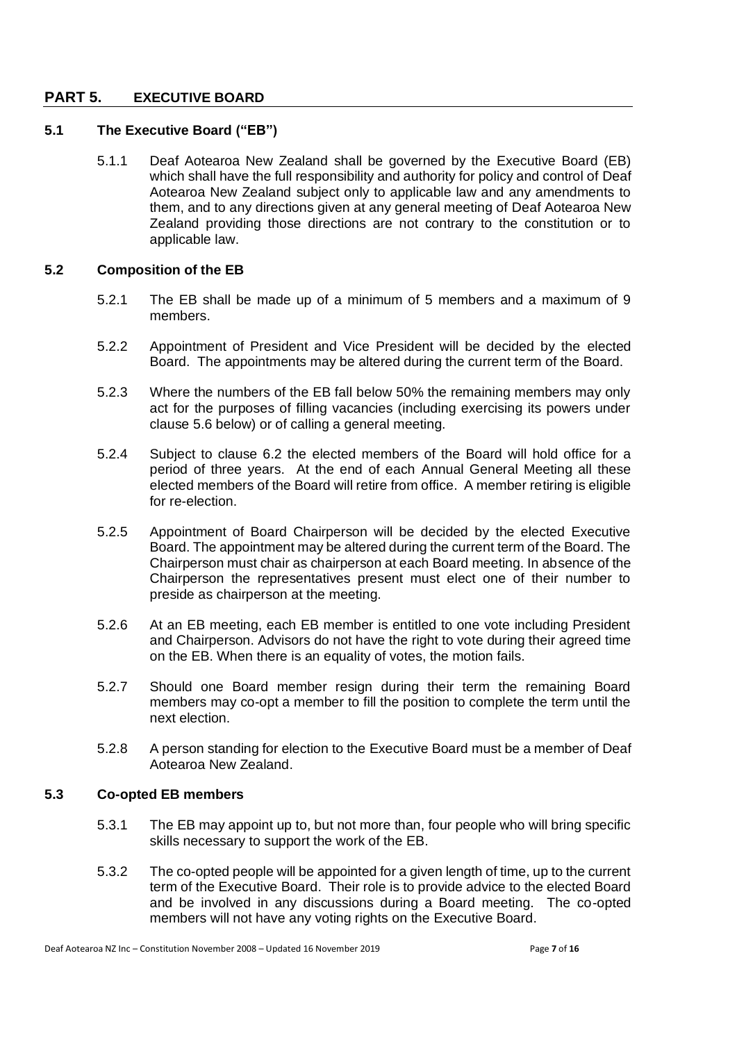## PART 5. EXECUTIVE BOARD

### 5.1 The Executive Board ("EB")

5.1.1 Deaf Aotearoa New Zealand shall be governed by the Executive Board (EB) which shall have the full responsibility and authority for policy and control of Deaf Aotearoa New Zealand subject only to applicable law and any amendments to them, and to any directions given at any general meeting of Deaf Aotearoa New Zealand providing those directions are not contrary to the constitution or to applicable law.

### 5.2 Composition of the EB

5.2.1 The EB shall be made up of a minimum of 5 members and a maximum of 9 members.

5.2.2 Appointment of President and Vice President will be decided by the elected Board. The appointments may be altered during the current term of the Board.

5.2.3 Where the numbers of the EB fall below 50% the remaining members may only act for the purposes of filling vacancies (including exercising its powers under clause 5.6 below) or of calling a general meeting.

5.2.4 Subject to clause 6.2 the elected members of the Board will hold office for a period of three years. At the end of each Annual General Meeting all these elected members of the Board will retire from office. A member retiring is eligible for re-election.

5.2.5 Appointment of Board Chairperson will be decided by the elected Executive Board. The appointment may be altered during the current term of the Board. The Chairperson must chair as chairperson at each Board meeting. In absence of the Chairperson the representatives present must elect one of their number to preside as chairperson at the meeting.

5.2.6 At an EB meeting, each EB member is entitled to one vote including President and Chairperson. Advisors do not have the right to vote during their agreed time on the EB. When there is an equality of votes, the motion fails.

5.2.7 Should one Board member resign during their term the remaining Board members may co-opt a member to fill the position to complete the term until the next election.

5.2.8 A person standing for election to the Executive Board must be a member of Deaf Aotearoa New Zealand.

### 5.3 Co-opted EB members

5.3.1 The EB may appoint up to, but not more than, four people who will bring specific skills necessary to support the work of the EB.

5.3.2 The co-opted people will be appointed for a given length of time, up to the current term of the Executive Board. Their role is to provide advice to the elected Board and be involved in any discussions during a Board meeting. The co-opted members will not have any voting rights on the Executive Board.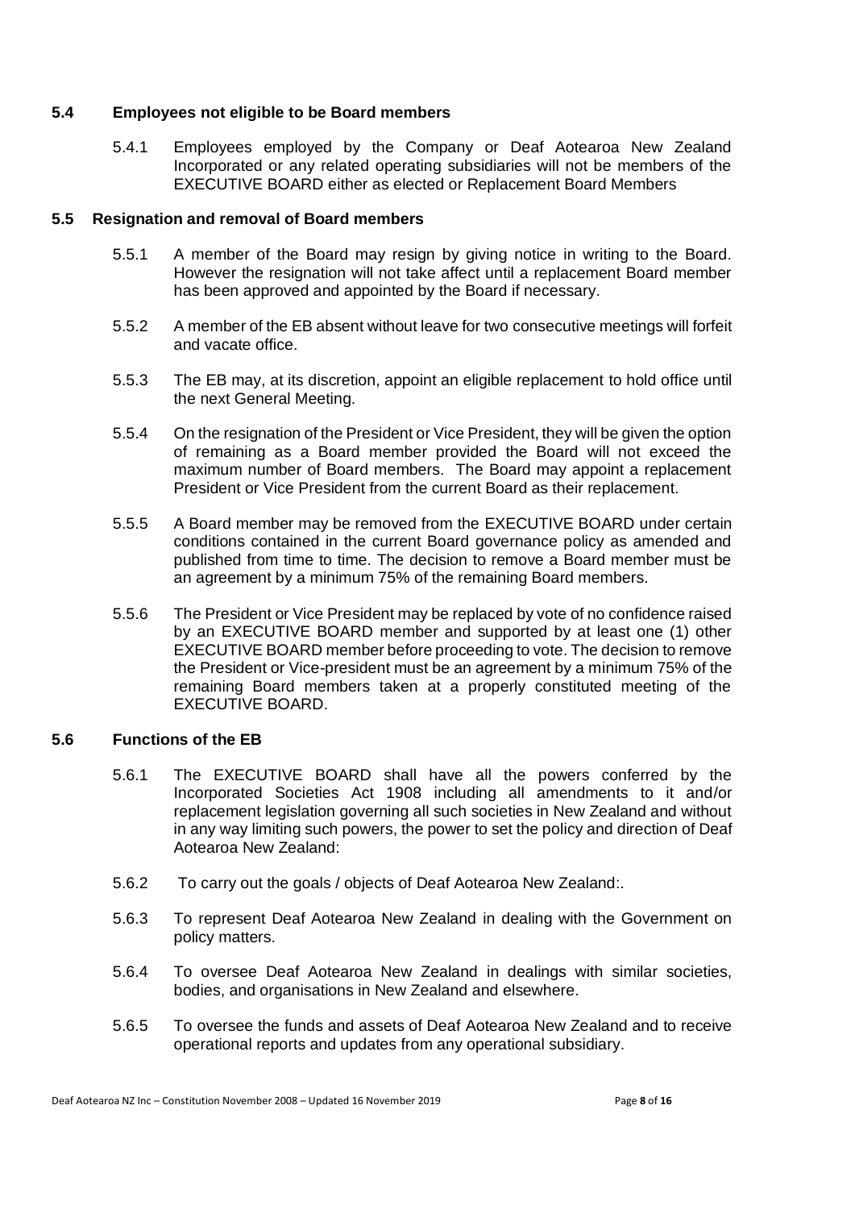### 5.4 Employees not eligible to be Board members

5.4.1 Employees employed by the Company or Deaf Aotearoa New Zealand Incorporated or any related operating subsidiaries will not be members of the EXECUTIVE BOARD either as elected or Replacement Board Members

### 5.5 Resignation and removal of Board members

5.5.1 A member of the Board may resign by giving notice in writing to the Board. However the resignation will not take affect until a replacement Board member has been approved and appointed by the Board if necessary.

5.5.2 A member of the EB absent without leave for two consecutive meetings will forfeit and vacate office.

5.5.3 The EB may, at its discretion, appoint an eligible replacement to hold office until the next General Meeting.

5.5.4 On the resignation of the President or Vice President, they will be given the option of remaining as a Board member provided the Board will not exceed the maximum number of Board members. The Board may appoint a replacement President or Vice President from the current Board as their replacement.

5.5.5 A Board member may be removed from the EXECUTIVE BOARD under certain conditions contained in the current Board governance policy as amended and published from time to time. The decision to remove a Board member must be an agreement by a minimum 75% of the remaining Board members.

5.5.6 The President or Vice President may be replaced by vote of no confidence raised by an EXECUTIVE BOARD member and supported by at least one (1) other EXECUTIVE BOARD member before proceeding to vote. The decision to remove the President or Vice-president must be an agreement by a minimum 75% of the remaining Board members taken at a properly constituted meeting of the EXECUTIVE BOARD.

### 5.6 Functions of the EB

5.6.1 The EXECUTIVE BOARD shall have all the powers conferred by the Incorporated Societies Act 1908 including all amendments to it and/or replacement legislation governing all such societies in New Zealand and without in any way limiting such powers, the power to set the policy and direction of Deaf Aotearoa New Zealand:

5.6.2 To carry out the goals / objects of Deaf Aotearoa New Zealand:.

5.6.3 To represent Deaf Aotearoa New Zealand in dealing with the Government on policy matters.

5.6.4 To oversee Deaf Aotearoa New Zealand in dealings with similar societies, bodies, and organisations in New Zealand and elsewhere.

5.6.5 To oversee the funds and assets of Deaf Aotearoa New Zealand and to receive operational reports and updates from any operational subsidiary.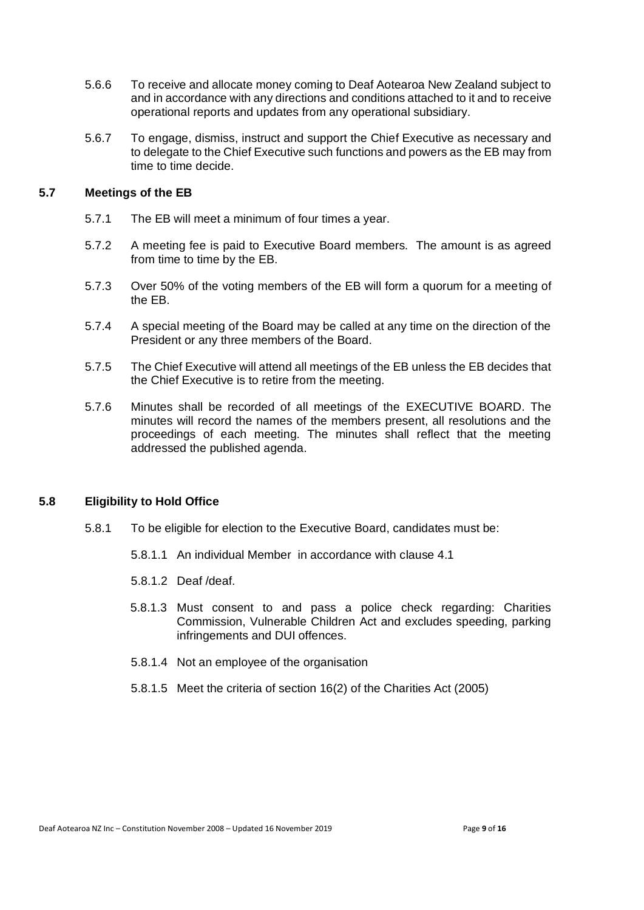5.6.6 To receive and allocate money coming to Deaf Aotearoa New Zealand subject to and in accordance with any directions and conditions attached to it and to receive operational reports and updates from any operational subsidiary.

5.6.7 To engage, dismiss, instruct and support the Chief Executive as necessary and to delegate to the Chief Executive such functions and powers as the EB may from time to time decide.

### 5.7 Meetings of the EB

5.7.1 The EB will meet a minimum of four times a year.

5.7.2 A meeting fee is paid to Executive Board members. The amount is as agreed from time to time by the EB.

5.7.3 Over 50% of the voting members of the EB will form a quorum for a meeting of the EB.

5.7.4 A special meeting of the Board may be called at any time on the direction of the President or any three members of the Board.

5.7.5 The Chief Executive will attend all meetings of the EB unless the EB decides that the Chief Executive is to retire from the meeting.

5.7.6 Minutes shall be recorded of all meetings of the EXECUTIVE BOARD. The minutes will record the names of the members present, all resolutions and the proceedings of each meeting. The minutes shall reflect that the meeting addressed the published agenda.

### 5.8 Eligibility to Hold Office

5.8.1 To be eligible for election to the Executive Board, candidates must be:

5.8.1.1 An individual Member in accordance with clause 4.1

5.8.1.2 Deaf /deaf.

5.8.1.3 Must consent to and pass a police check regarding: Charities Commission, Vulnerable Children Act and excludes speeding, parking infringements and DUI offences.

5.8.1.4 Not an employee of the organisation

5.8.1.5 Meet the criteria of section 16(2) of the Charities Act (2005)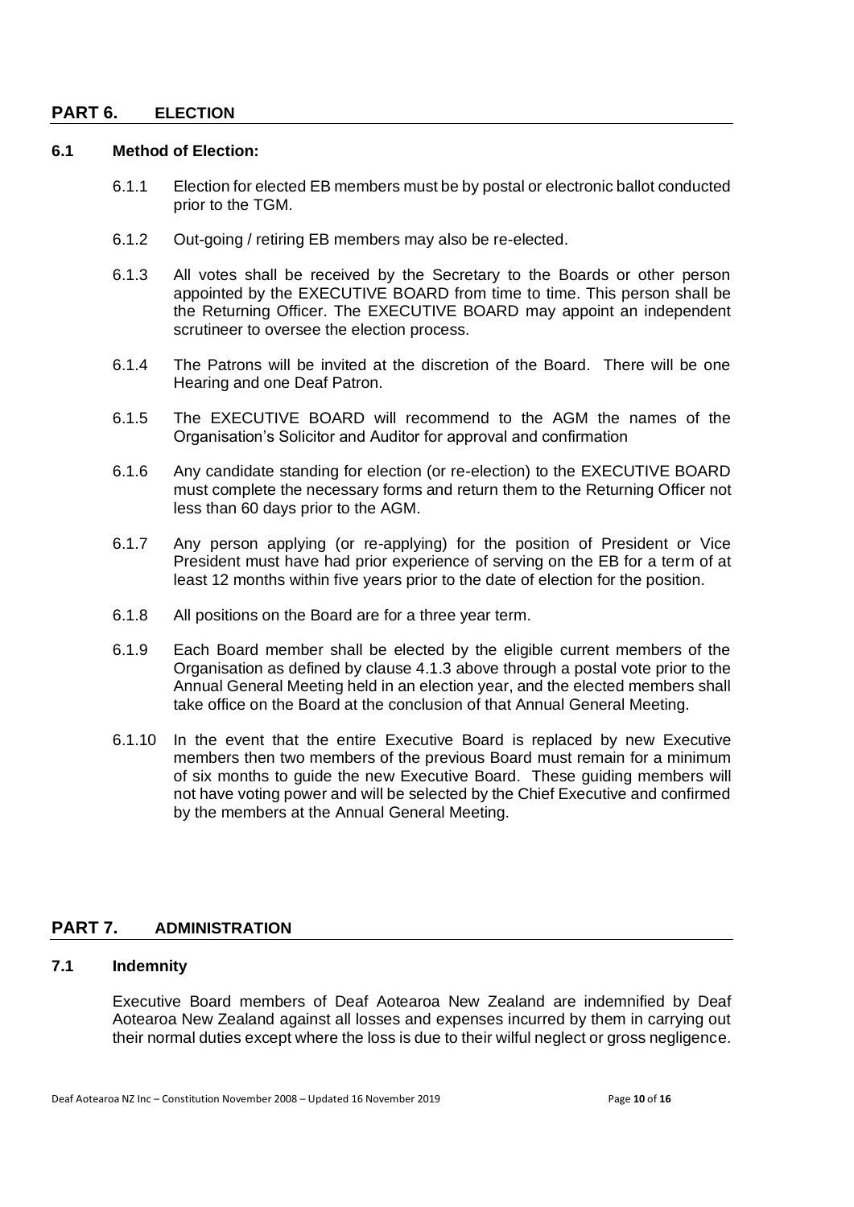## PART 6. ELECTION

### 6.1 Method of Election:

6.1.1 Election for elected EB members must be by postal or electronic ballot conducted prior to the TGM.

6.1.2 Out-going / retiring EB members may also be re-elected.

6.1.3 All votes shall be received by the Secretary to the Boards or other person appointed by the EXECUTIVE BOARD from time to time. This person shall be the Returning Officer. The EXECUTIVE BOARD may appoint an independent scrutineer to oversee the election process.

6.1.4 The Patrons will be invited at the discretion of the Board. There will be one Hearing and one Deaf Patron.

6.1.5 The EXECUTIVE BOARD will recommend to the AGM the names of the Organisation's Solicitor and Auditor for approval and confirmation

6.1.6 Any candidate standing for election (or re-election) to the EXECUTIVE BOARD must complete the necessary forms and return them to the Returning Officer not less than 60 days prior to the AGM.

6.1.7 Any person applying (or re-applying) for the position of President or Vice President must have had prior experience of serving on the EB for a term of at least 12 months within five years prior to the date of election for the position.

6.1.8 All positions on the Board are for a three year term.

6.1.9 Each Board member shall be elected by the eligible current members of the Organisation as defined by clause 4.1.3 above through a postal vote prior to the Annual General Meeting held in an election year, and the elected members shall take office on the Board at the conclusion of that Annual General Meeting.

6.1.10 In the event that the entire Executive Board is replaced by new Executive members then two members of the previous Board must remain for a minimum of six months to guide the new Executive Board. These guiding members will not have voting power and will be selected by the Chief Executive and confirmed by the members at the Annual General Meeting.

## PART 7. ADMINISTRATION

### 7.1 Indemnity

Executive Board members of Deaf Aotearoa New Zealand are indemnified by Deaf Aotearoa New Zealand against all losses and expenses incurred by them in carrying out their normal duties except where the loss is due to their wilful neglect or gross negligence.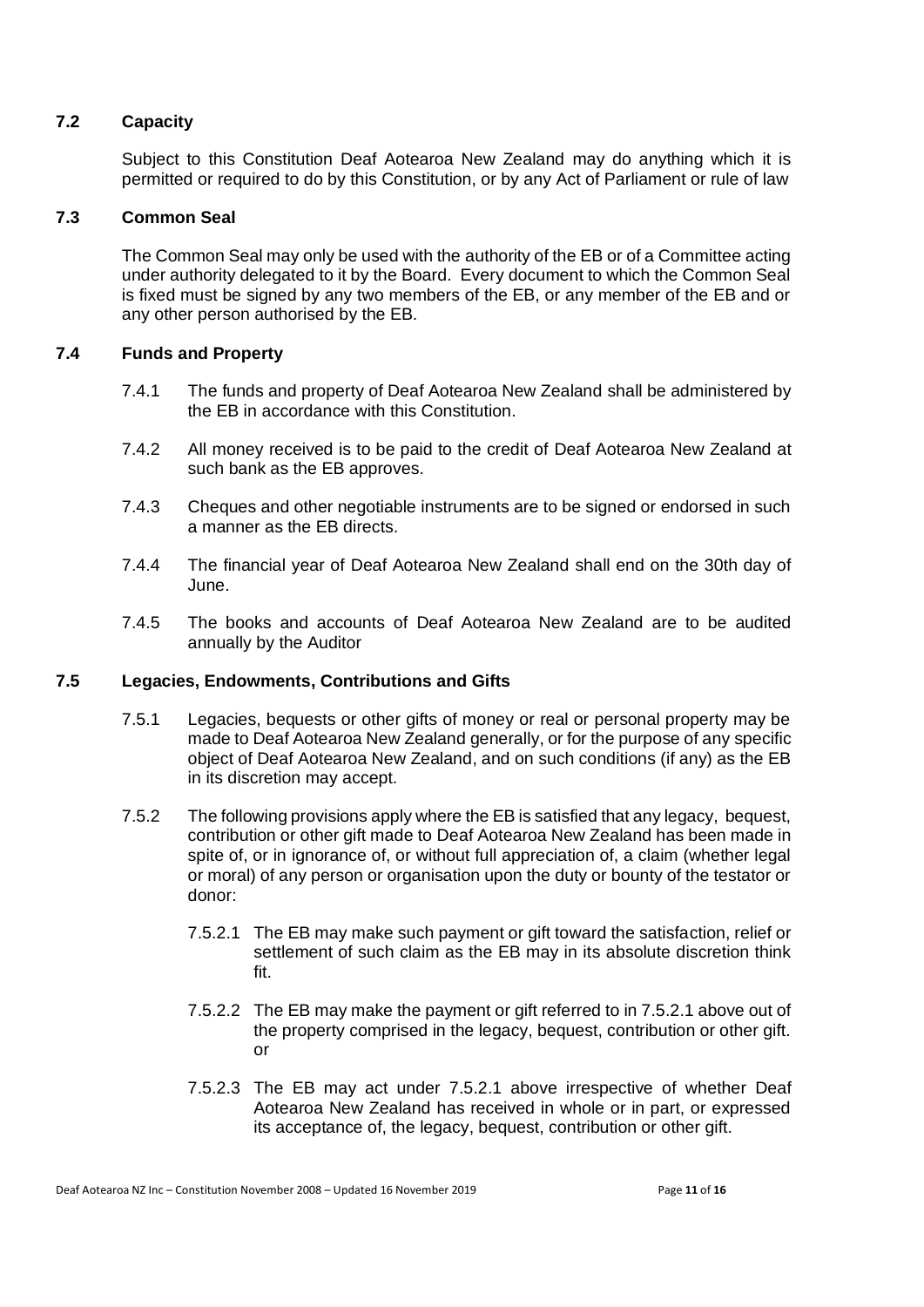### 7.2 Capacity

Subject to this Constitution Deaf Aotearoa New Zealand may do anything which it is permitted or required to do by this Constitution, or by any Act of Parliament or rule of law

### 7.3 Common Seal

The Common Seal may only be used with the authority of the EB or of a Committee acting under authority delegated to it by the Board. Every document to which the Common Seal is fixed must be signed by any two members of the EB, or any member of the EB and or any other person authorised by the EB.

### 7.4 Funds and Property

7.4.1 The funds and property of Deaf Aotearoa New Zealand shall be administered by the EB in accordance with this Constitution.

7.4.2 All money received is to be paid to the credit of Deaf Aotearoa New Zealand at such bank as the EB approves.

7.4.3 Cheques and other negotiable instruments are to be signed or endorsed in such a manner as the EB directs.

7.4.4 The financial year of Deaf Aotearoa New Zealand shall end on the 30th day of June.

7.4.5 The books and accounts of Deaf Aotearoa New Zealand are to be audited annually by the Auditor

### 7.5 Legacies, Endowments, Contributions and Gifts

7.5.1 Legacies, bequests or other gifts of money or real or personal property may be made to Deaf Aotearoa New Zealand generally, or for the purpose of any specific object of Deaf Aotearoa New Zealand, and on such conditions (if any) as the EB in its discretion may accept.

7.5.2 The following provisions apply where the EB is satisfied that any legacy, bequest, contribution or other gift made to Deaf Aotearoa New Zealand has been made in spite of, or in ignorance of, or without full appreciation of, a claim (whether legal or moral) of any person or organisation upon the duty or bounty of the testator or donor:

7.5.2.1 The EB may make such payment or gift toward the satisfaction, relief or settlement of such claim as the EB may in its absolute discretion think fit.

7.5.2.2 The EB may make the payment or gift referred to in 7.5.2.1 above out of the property comprised in the legacy, bequest, contribution or other gift. or

7.5.2.3 The EB may act under 7.5.2.1 above irrespective of whether Deaf Aotearoa New Zealand has received in whole or in part, or expressed its acceptance of, the legacy, bequest, contribution or other gift.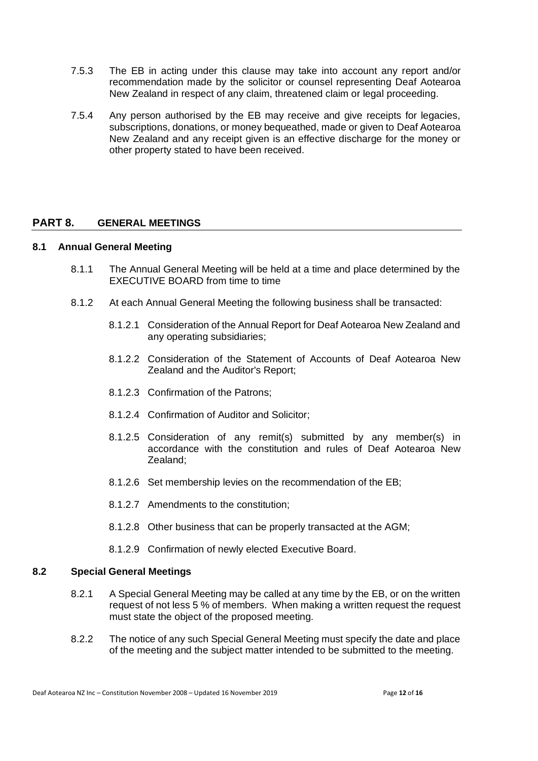7.5.3 The EB in acting under this clause may take into account any report and/or recommendation made by the solicitor or counsel representing Deaf Aotearoa New Zealand in respect of any claim, threatened claim or legal proceeding.

7.5.4 Any person authorised by the EB may receive and give receipts for legacies, subscriptions, donations, or money bequeathed, made or given to Deaf Aotearoa New Zealand and any receipt given is an effective discharge for the money or other property stated to have been received.

## PART 8. GENERAL MEETINGS

### 8.1 Annual General Meeting

8.1.1 The Annual General Meeting will be held at a time and place determined by the EXECUTIVE BOARD from time to time

8.1.2 At each Annual General Meeting the following business shall be transacted:

8.1.2.1 Consideration of the Annual Report for Deaf Aotearoa New Zealand and any operating subsidiaries;

8.1.2.2 Consideration of the Statement of Accounts of Deaf Aotearoa New Zealand and the Auditor's Report;

8.1.2.3 Confirmation of the Patrons;

8.1.2.4 Confirmation of Auditor and Solicitor;

8.1.2.5 Consideration of any remit(s) submitted by any member(s) in accordance with the constitution and rules of Deaf Aotearoa New Zealand;

8.1.2.6 Set membership levies on the recommendation of the EB;

8.1.2.7 Amendments to the constitution;

8.1.2.8 Other business that can be properly transacted at the AGM;

8.1.2.9 Confirmation of newly elected Executive Board.

### 8.2 Special General Meetings

8.2.1 A Special General Meeting may be called at any time by the EB, or on the written request of not less 5 % of members. When making a written request the request must state the object of the proposed meeting.

8.2.2 The notice of any such Special General Meeting must specify the date and place of the meeting and the subject matter intended to be submitted to the meeting.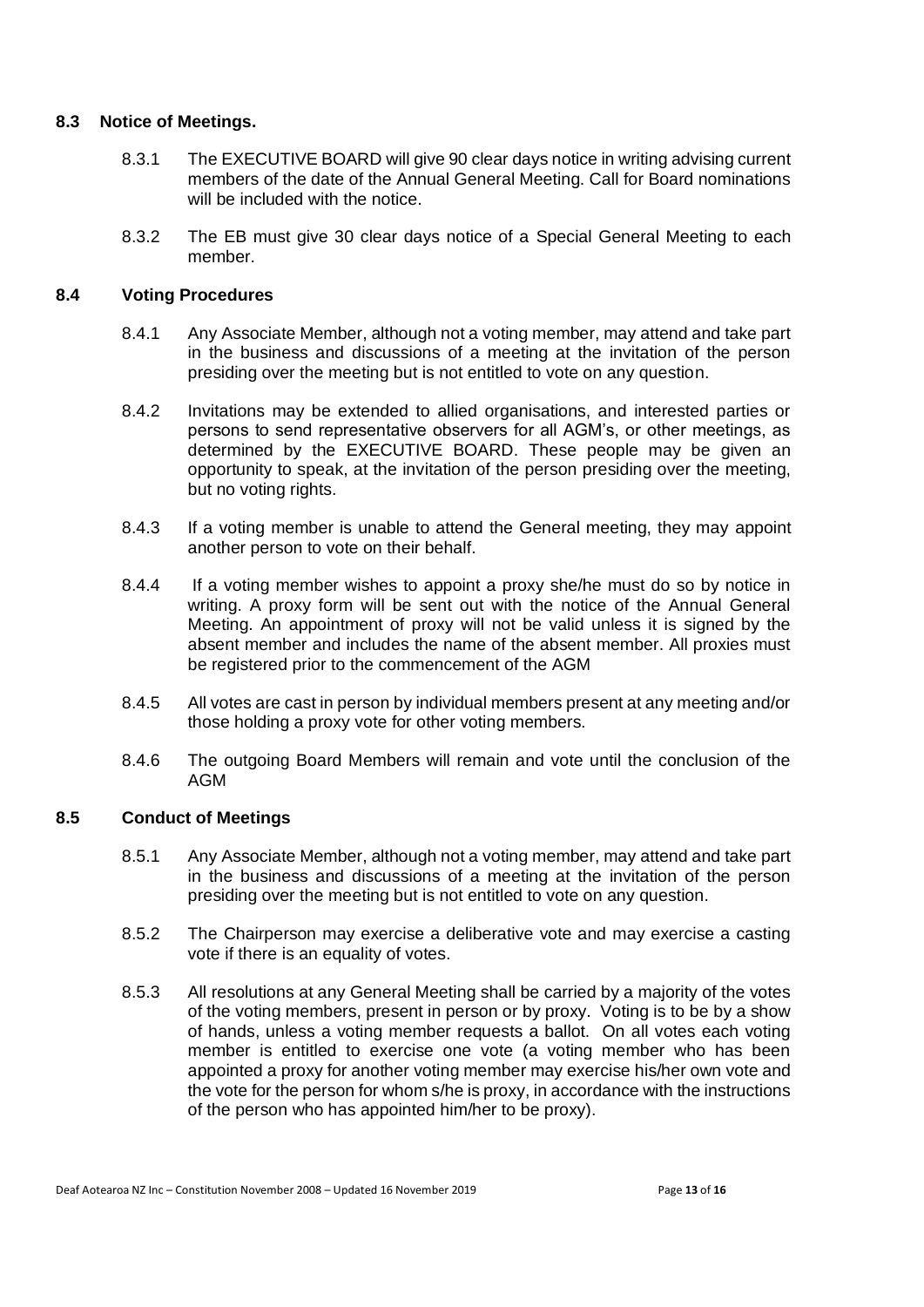## 8.3 Notice of Meetings.

8.3.1 The EXECUTIVE BOARD will give 90 clear days notice in writing advising current members of the date of the Annual General Meeting. Call for Board nominations will be included with the notice.

8.3.2 The EB must give 30 clear days notice of a Special General Meeting to each member.

## 8.4 Voting Procedures

8.4.1 Any Associate Member, although not a voting member, may attend and take part in the business and discussions of a meeting at the invitation of the person presiding over the meeting but is not entitled to vote on any question.

8.4.2 Invitations may be extended to allied organisations, and interested parties or persons to send representative observers for all AGM's, or other meetings, as determined by the EXECUTIVE BOARD. These people may be given an opportunity to speak, at the invitation of the person presiding over the meeting, but no voting rights.

8.4.3 If a voting member is unable to attend the General meeting, they may appoint another person to vote on their behalf.

8.4.4 If a voting member wishes to appoint a proxy she/he must do so by notice in writing. A proxy form will be sent out with the notice of the Annual General Meeting. An appointment of proxy will not be valid unless it is signed by the absent member and includes the name of the absent member. All proxies must be registered prior to the commencement of the AGM

8.4.5 All votes are cast in person by individual members present at any meeting and/or those holding a proxy vote for other voting members.

8.4.6 The outgoing Board Members will remain and vote until the conclusion of the AGM

## 8.5 Conduct of Meetings

8.5.1 Any Associate Member, although not a voting member, may attend and take part in the business and discussions of a meeting at the invitation of the person presiding over the meeting but is not entitled to vote on any question.

8.5.2 The Chairperson may exercise a deliberative vote and may exercise a casting vote if there is an equality of votes.

8.5.3 All resolutions at any General Meeting shall be carried by a majority of the votes of the voting members, present in person or by proxy. Voting is to be by a show of hands, unless a voting member requests a ballot. On all votes each voting member is entitled to exercise one vote (a voting member who has been appointed a proxy for another voting member may exercise his/her own vote and the vote for the person for whom s/he is proxy, in accordance with the instructions of the person who has appointed him/her to be proxy).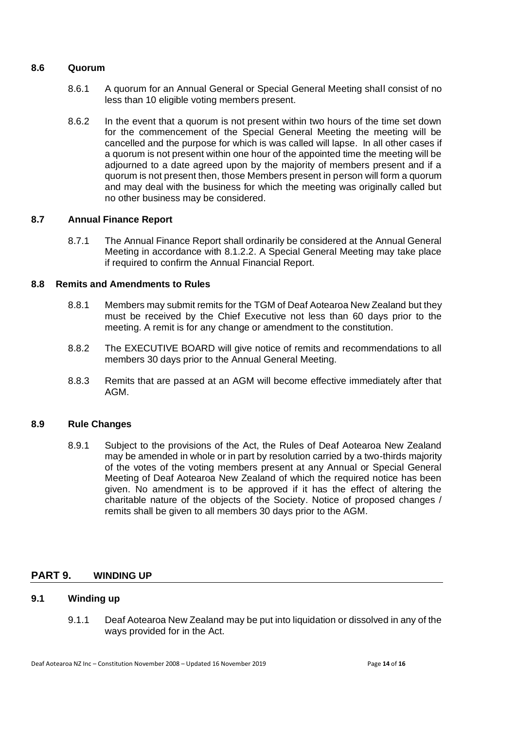### 8.6 Quorum

8.6.1 A quorum for an Annual General or Special General Meeting shall consist of no less than 10 eligible voting members present.

8.6.2 In the event that a quorum is not present within two hours of the time set down for the commencement of the Special General Meeting the meeting will be cancelled and the purpose for which is was called will lapse. In all other cases if a quorum is not present within one hour of the appointed time the meeting will be adjourned to a date agreed upon by the majority of members present and if a quorum is not present then, those Members present in person will form a quorum and may deal with the business for which the meeting was originally called but no other business may be considered.

### 8.7 Annual Finance Report

8.7.1 The Annual Finance Report shall ordinarily be considered at the Annual General Meeting in accordance with 8.1.2.2. A Special General Meeting may take place if required to confirm the Annual Financial Report.

### 8.8 Remits and Amendments to Rules

8.8.1 Members may submit remits for the TGM of Deaf Aotearoa New Zealand but they must be received by the Chief Executive not less than 60 days prior to the meeting. A remit is for any change or amendment to the constitution.

8.8.2 The EXECUTIVE BOARD will give notice of remits and recommendations to all members 30 days prior to the Annual General Meeting.

8.8.3 Remits that are passed at an AGM will become effective immediately after that AGM.

### 8.9 Rule Changes

8.9.1 Subject to the provisions of the Act, the Rules of Deaf Aotearoa New Zealand may be amended in whole or in part by resolution carried by a two-thirds majority of the votes of the voting members present at any Annual or Special General Meeting of Deaf Aotearoa New Zealand of which the required notice has been given. No amendment is to be approved if it has the effect of altering the charitable nature of the objects of the Society. Notice of proposed changes / remits shall be given to all members 30 days prior to the AGM.

## PART 9. WINDING UP

### 9.1 Winding up

9.1.1 Deaf Aotearoa New Zealand may be put into liquidation or dissolved in any of the ways provided for in the Act.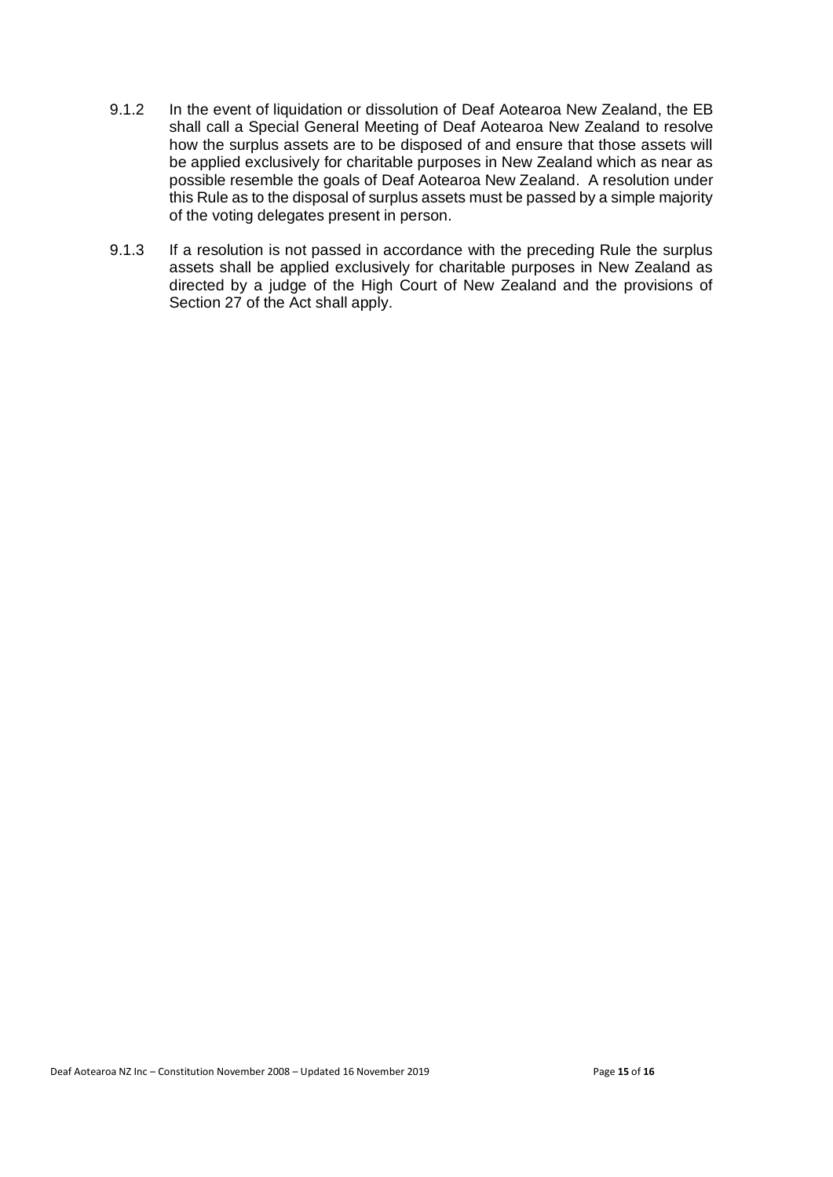9.1.2 In the event of liquidation or dissolution of Deaf Aotearoa New Zealand, the EB shall call a Special General Meeting of Deaf Aotearoa New Zealand to resolve how the surplus assets are to be disposed of and ensure that those assets will be applied exclusively for charitable purposes in New Zealand which as near as possible resemble the goals of Deaf Aotearoa New Zealand. A resolution under this Rule as to the disposal of surplus assets must be passed by a simple majority of the voting delegates present in person.

9.1.3 If a resolution is not passed in accordance with the preceding Rule the surplus assets shall be applied exclusively for charitable purposes in New Zealand as directed by a judge of the High Court of New Zealand and the provisions of Section 27 of the Act shall apply.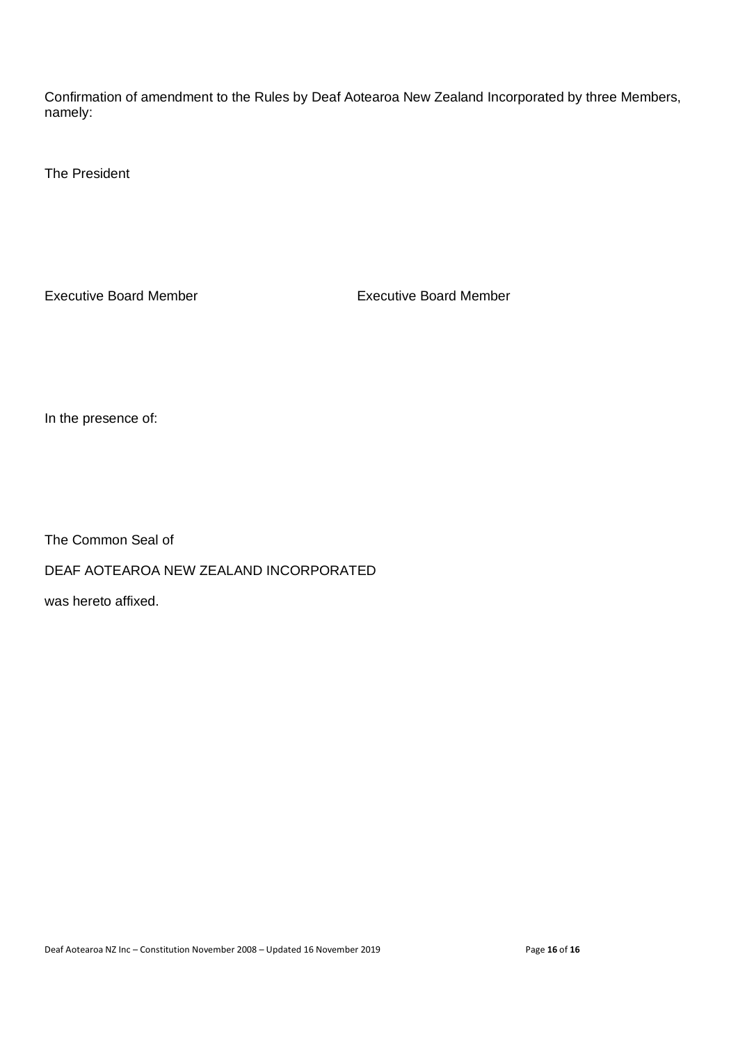Confirmation of amendment to the Rules by Deaf Aotearoa New Zealand Incorporated by three Members, namely:

The President

Executive Board Member

Executive Board Member

In the presence of:

The Common Seal of

DEAF AOTEAROA NEW ZEALAND INCORPORATED

was hereto affixed.